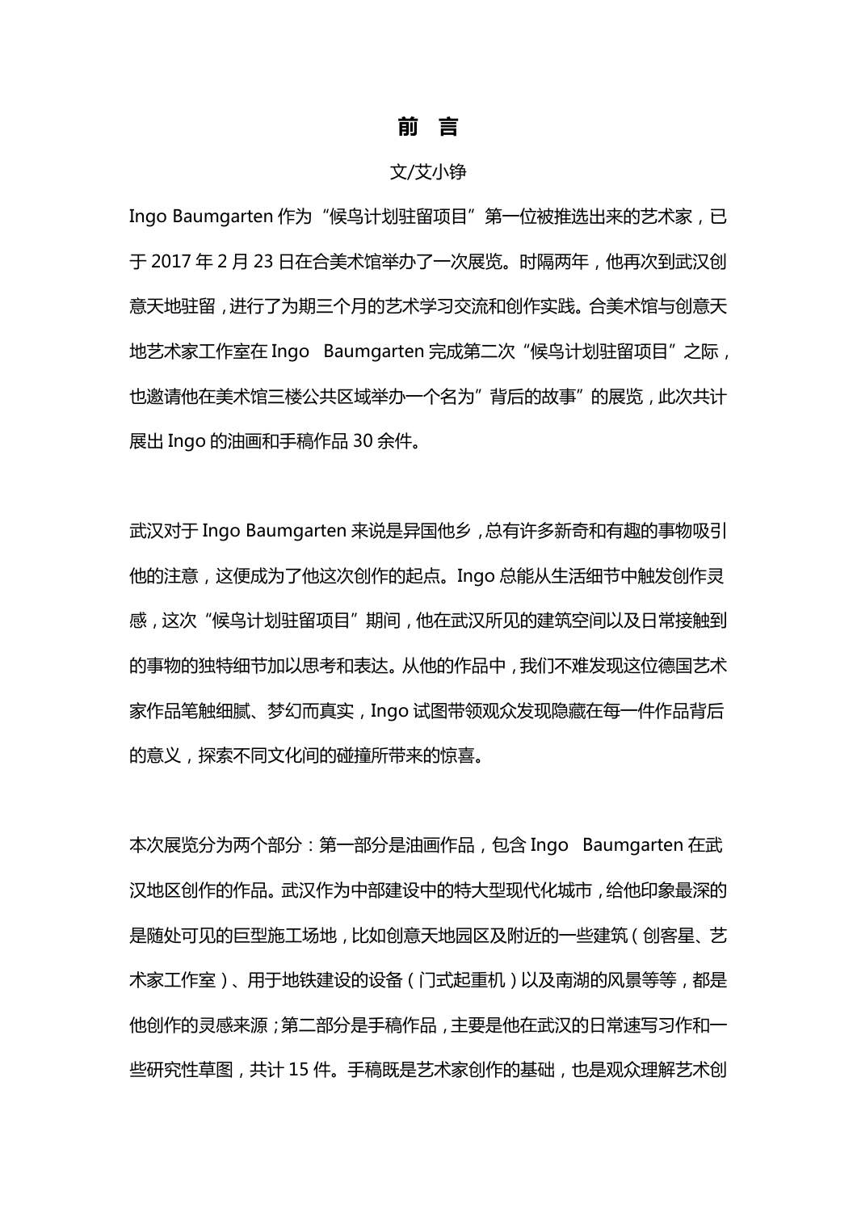# 前　言

文/艾小铮

Ingo Baumgarten 作为“候鸟计划驻留项目”第一位被推选出来的艺术家，已于 2017 年 2 月 23 日在合美术馆举办了一次展览。时隔两年，他再次到武汉创意天地驻留，进行了为期三个月的艺术学习交流和创作实践。合美术馆与创意天地艺术家工作室在 Ingo　Baumgarten 完成第二次“候鸟计划驻留项目”之际，也邀请他在美术馆三楼公共区域举办一个名为”背后的故事”的展览，此次共计展出 Ingo 的油画和手稿作品 30 余件。

武汉对于 Ingo Baumgarten 来说是异国他乡，总有许多新奇和有趣的事物吸引他的注意，这便成为了他这次创作的起点。Ingo 总能从生活细节中触发创作灵感，这次“候鸟计划驻留项目”期间，他在武汉所见的建筑空间以及日常接触到的事物的独特细节加以思考和表达。从他的作品中，我们不难发现这位德国艺术家作品笔触细腻、梦幻而真实，Ingo 试图带领观众发现隐藏在每一件作品背后的意义，探索不同文化间的碰撞所带来的惊喜。

本次展览分为两个部分：第一部分是油画作品，包含 Ingo　Baumgarten 在武汉地区创作的作品。武汉作为中部建设中的特大型现代化城市，给他印象最深的是随处可见的巨型施工场地，比如创意天地园区及附近的一些建筑（创客星、艺术家工作室）、用于地铁建设的设备（门式起重机）以及南湖的风景等等，都是他创作的灵感来源；第二部分是手稿作品，主要是他在武汉的日常速写习作和一些研究性草图，共计 15 件。手稿既是艺术家创作的基础，也是观众理解艺术创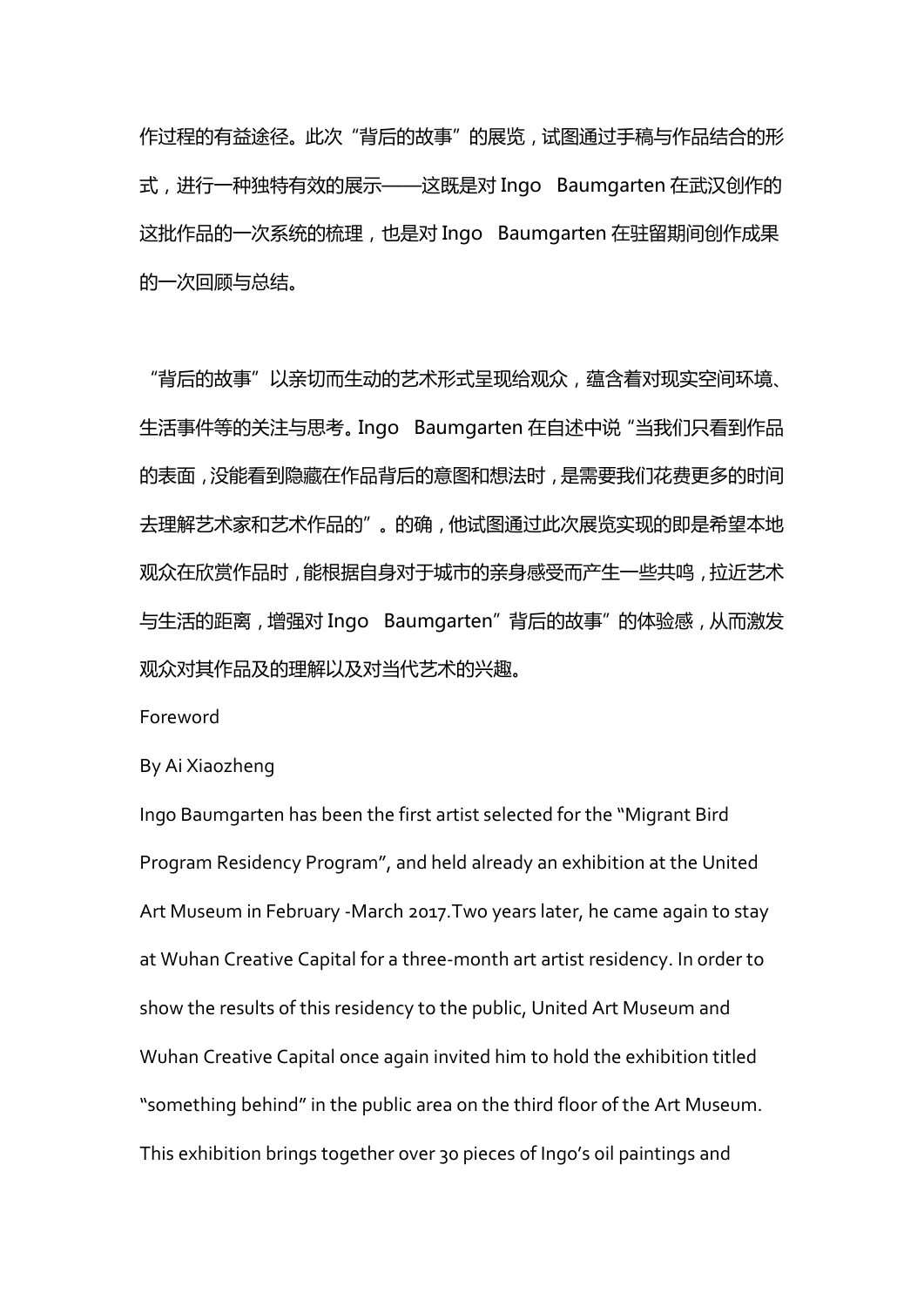作过程的有益途径。此次"背后的故事"的展览，试图通过手稿与作品结合的形式，进行一种独特有效的展示——这既是对 Ingo　Baumgarten 在武汉创作的这批作品的一次系统的梳理，也是对 Ingo　Baumgarten 在驻留期间创作成果的一次回顾与总结。

"背后的故事"以亲切而生动的艺术形式呈现给观众，蕴含着对现实空间环境、生活事件等的关注与思考。Ingo　Baumgarten 在自述中说"当我们只看到作品的表面，没能看到隐藏在作品背后的意图和想法时，是需要我们花费更多的时间去理解艺术家和艺术作品的"。的确，他试图通过此次展览实现的即是希望本地观众在欣赏作品时，能根据自身对于城市的亲身感受而产生一些共鸣，拉近艺术与生活的距离，增强对 Ingo　Baumgarten"背后的故事"的体验感，从而激发观众对其作品及的理解以及对当代艺术的兴趣。

Foreword

By Ai Xiaozheng

Ingo Baumgarten has been the first artist selected for the "Migrant Bird Program Residency Program", and held already an exhibition at the United Art Museum in February -March 2017.Two years later, he came again to stay at Wuhan Creative Capital for a three-month art artist residency. In order to show the results of this residency to the public, United Art Museum and Wuhan Creative Capital once again invited him to hold the exhibition titled "something behind" in the public area on the third floor of the Art Museum. This exhibition brings together over 30 pieces of Ingo's oil paintings and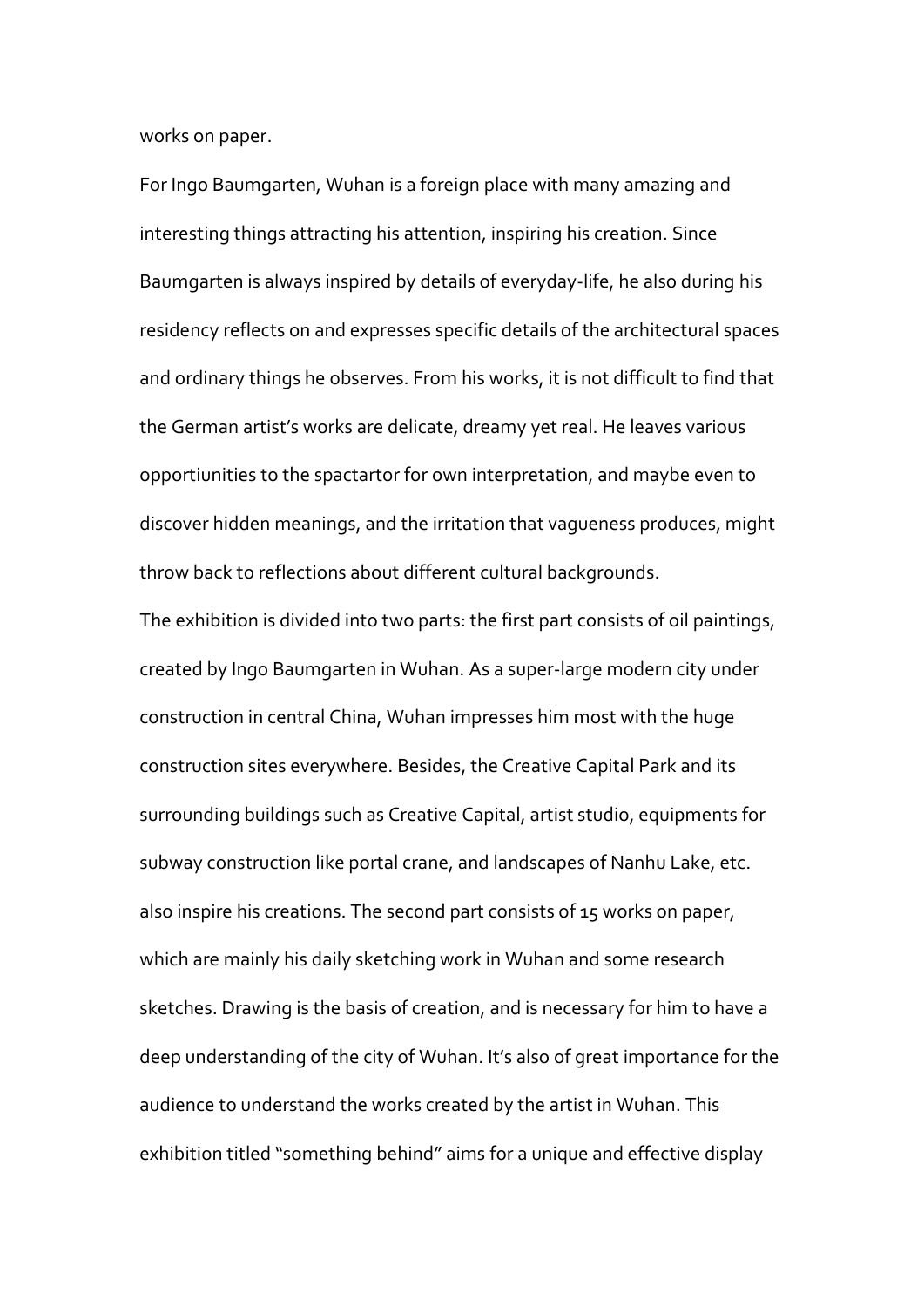works on paper.

For Ingo Baumgarten, Wuhan is a foreign place with many amazing and interesting things attracting his attention, inspiring his creation. Since Baumgarten is always inspired by details of everyday-life, he also during his residency reflects on and expresses specific details of the architectural spaces and ordinary things he observes. From his works, it is not difficult to find that the German artist's works are delicate, dreamy yet real. He leaves various opportiunities to the spactartor for own interpretation, and maybe even to discover hidden meanings, and the irritation that vagueness produces, might throw back to reflections about different cultural backgrounds.

The exhibition is divided into two parts: the first part consists of oil paintings, created by Ingo Baumgarten in Wuhan. As a super-large modern city under construction in central China, Wuhan impresses him most with the huge construction sites everywhere. Besides, the Creative Capital Park and its surrounding buildings such as Creative Capital, artist studio, equipments for subway construction like portal crane, and landscapes of Nanhu Lake, etc. also inspire his creations. The second part consists of 15 works on paper, which are mainly his daily sketching work in Wuhan and some research sketches. Drawing is the basis of creation, and is necessary for him to have a deep understanding of the city of Wuhan. It's also of great importance for the audience to understand the works created by the artist in Wuhan. This exhibition titled "something behind" aims for a unique and effective display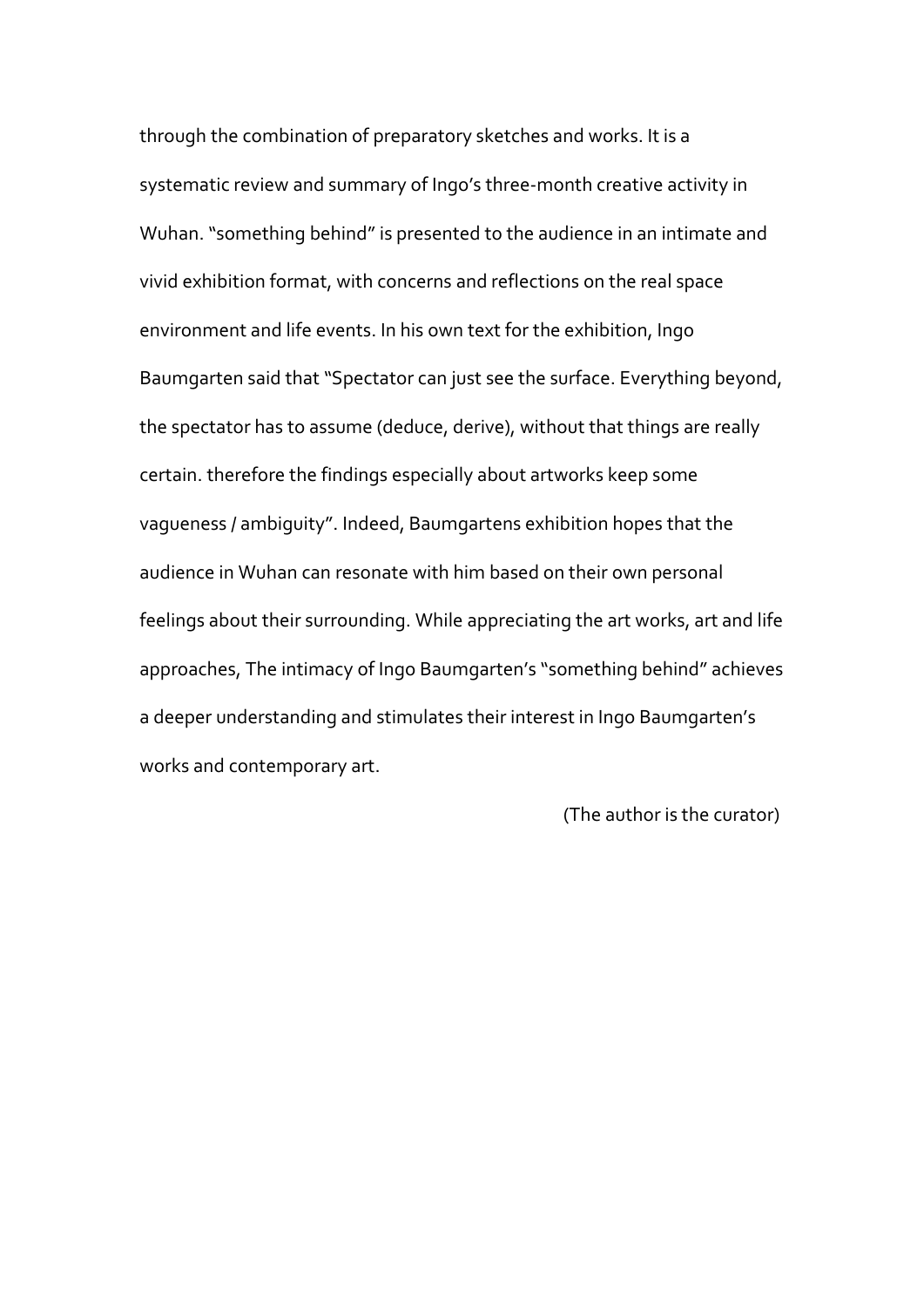through the combination of preparatory sketches and works. It is a systematic review and summary of Ingo's three-month creative activity in Wuhan. "something behind" is presented to the audience in an intimate and vivid exhibition format, with concerns and reflections on the real space environment and life events. In his own text for the exhibition, Ingo Baumgarten said that "Spectator can just see the surface. Everything beyond, the spectator has to assume (deduce, derive), without that things are really certain. therefore the findings especially about artworks keep some vagueness / ambiguity". Indeed, Baumgartens exhibition hopes that the audience in Wuhan can resonate with him based on their own personal feelings about their surrounding. While appreciating the art works, art and life approaches, The intimacy of Ingo Baumgarten's "something behind" achieves a deeper understanding and stimulates their interest in Ingo Baumgarten's works and contemporary art.

(The author is the curator)